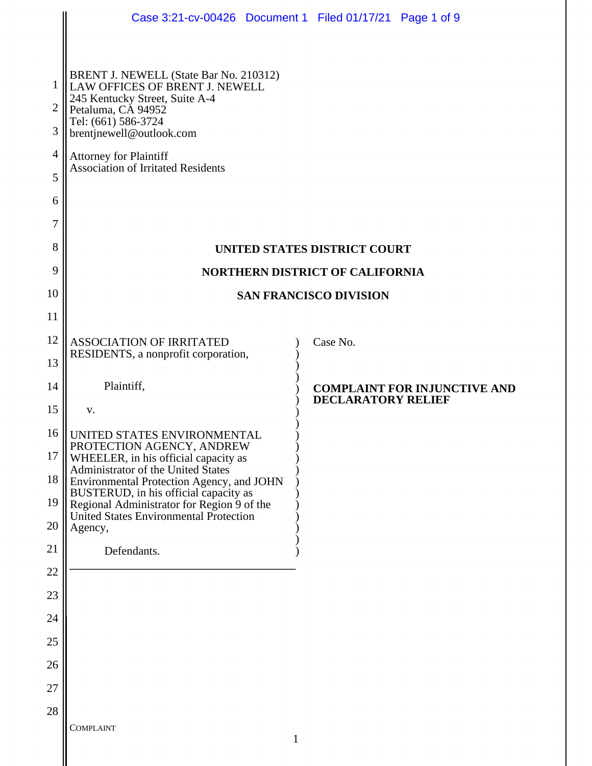BRENT J. NEWELL (State Bar No. 210312)
LAW OFFICES OF BRENT J. NEWELL
245 Kentucky Street, Suite A-4
Petaluma, CA 94952
Tel: (661) 586-3724
brentjnewell@outlook.com

Attorney for Plaintiff
Association of Irritated Residents

**UNITED STATES DISTRICT COURT**

**NORTHERN DISTRICT OF CALIFORNIA**

**SAN FRANCISCO DIVISION**

ASSOCIATION OF IRRITATED RESIDENTS, a nonprofit corporation,

Plaintiff,

v.

UNITED STATES ENVIRONMENTAL PROTECTION AGENCY, ANDREW WHEELER, in his official capacity as Administrator of the United States Environmental Protection Agency, and JOHN BUSTERUD, in his official capacity as Regional Administrator for Region 9 of the United States Environmental Protection Agency,

Defendants.

Case No.

**COMPLAINT FOR INJUNCTIVE AND DECLARATORY RELIEF**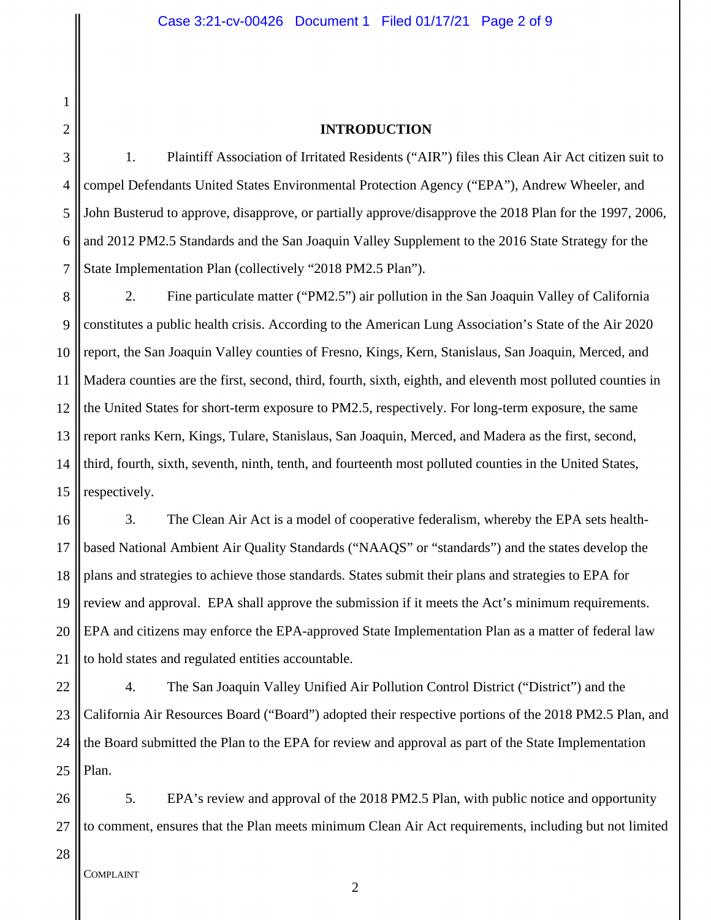## INTRODUCTION

1. Plaintiff Association of Irritated Residents ("AIR") files this Clean Air Act citizen suit to compel Defendants United States Environmental Protection Agency ("EPA"), Andrew Wheeler, and John Busterud to approve, disapprove, or partially approve/disapprove the 2018 Plan for the 1997, 2006, and 2012 PM2.5 Standards and the San Joaquin Valley Supplement to the 2016 State Strategy for the State Implementation Plan (collectively "2018 PM2.5 Plan").

2. Fine particulate matter ("PM2.5") air pollution in the San Joaquin Valley of California constitutes a public health crisis. According to the American Lung Association's State of the Air 2020 report, the San Joaquin Valley counties of Fresno, Kings, Kern, Stanislaus, San Joaquin, Merced, and Madera counties are the first, second, third, fourth, sixth, eighth, and eleventh most polluted counties in the United States for short-term exposure to PM2.5, respectively. For long-term exposure, the same report ranks Kern, Kings, Tulare, Stanislaus, San Joaquin, Merced, and Madera as the first, second, third, fourth, sixth, seventh, ninth, tenth, and fourteenth most polluted counties in the United States, respectively.

3. The Clean Air Act is a model of cooperative federalism, whereby the EPA sets health-based National Ambient Air Quality Standards ("NAAQS" or "standards") and the states develop the plans and strategies to achieve those standards. States submit their plans and strategies to EPA for review and approval. EPA shall approve the submission if it meets the Act's minimum requirements. EPA and citizens may enforce the EPA-approved State Implementation Plan as a matter of federal law to hold states and regulated entities accountable.

4. The San Joaquin Valley Unified Air Pollution Control District ("District") and the California Air Resources Board ("Board") adopted their respective portions of the 2018 PM2.5 Plan, and the Board submitted the Plan to the EPA for review and approval as part of the State Implementation Plan.

5. EPA's review and approval of the 2018 PM2.5 Plan, with public notice and opportunity to comment, ensures that the Plan meets minimum Clean Air Act requirements, including but not limited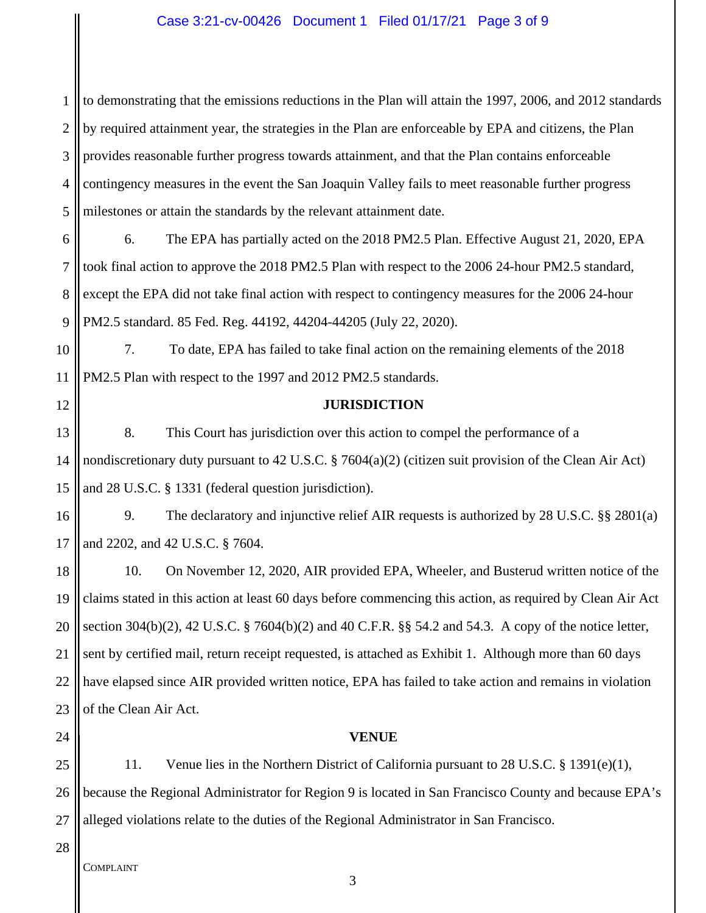to demonstrating that the emissions reductions in the Plan will attain the 1997, 2006, and 2012 standards by required attainment year, the strategies in the Plan are enforceable by EPA and citizens, the Plan provides reasonable further progress towards attainment, and that the Plan contains enforceable contingency measures in the event the San Joaquin Valley fails to meet reasonable further progress milestones or attain the standards by the relevant attainment date.

6. The EPA has partially acted on the 2018 PM2.5 Plan. Effective August 21, 2020, EPA took final action to approve the 2018 PM2.5 Plan with respect to the 2006 24-hour PM2.5 standard, except the EPA did not take final action with respect to contingency measures for the 2006 24-hour PM2.5 standard. 85 Fed. Reg. 44192, 44204-44205 (July 22, 2020).

7. To date, EPA has failed to take final action on the remaining elements of the 2018 PM2.5 Plan with respect to the 1997 and 2012 PM2.5 standards.

**JURISDICTION**

8. This Court has jurisdiction over this action to compel the performance of a nondiscretionary duty pursuant to 42 U.S.C. § 7604(a)(2) (citizen suit provision of the Clean Air Act) and 28 U.S.C. § 1331 (federal question jurisdiction).

9. The declaratory and injunctive relief AIR requests is authorized by 28 U.S.C. §§ 2801(a) and 2202, and 42 U.S.C. § 7604.

10. On November 12, 2020, AIR provided EPA, Wheeler, and Busterud written notice of the claims stated in this action at least 60 days before commencing this action, as required by Clean Air Act section 304(b)(2), 42 U.S.C. § 7604(b)(2) and 40 C.F.R. §§ 54.2 and 54.3. A copy of the notice letter, sent by certified mail, return receipt requested, is attached as Exhibit 1. Although more than 60 days have elapsed since AIR provided written notice, EPA has failed to take action and remains in violation of the Clean Air Act.

**VENUE**

11. Venue lies in the Northern District of California pursuant to 28 U.S.C. § 1391(e)(1), because the Regional Administrator for Region 9 is located in San Francisco County and because EPA's alleged violations relate to the duties of the Regional Administrator in San Francisco.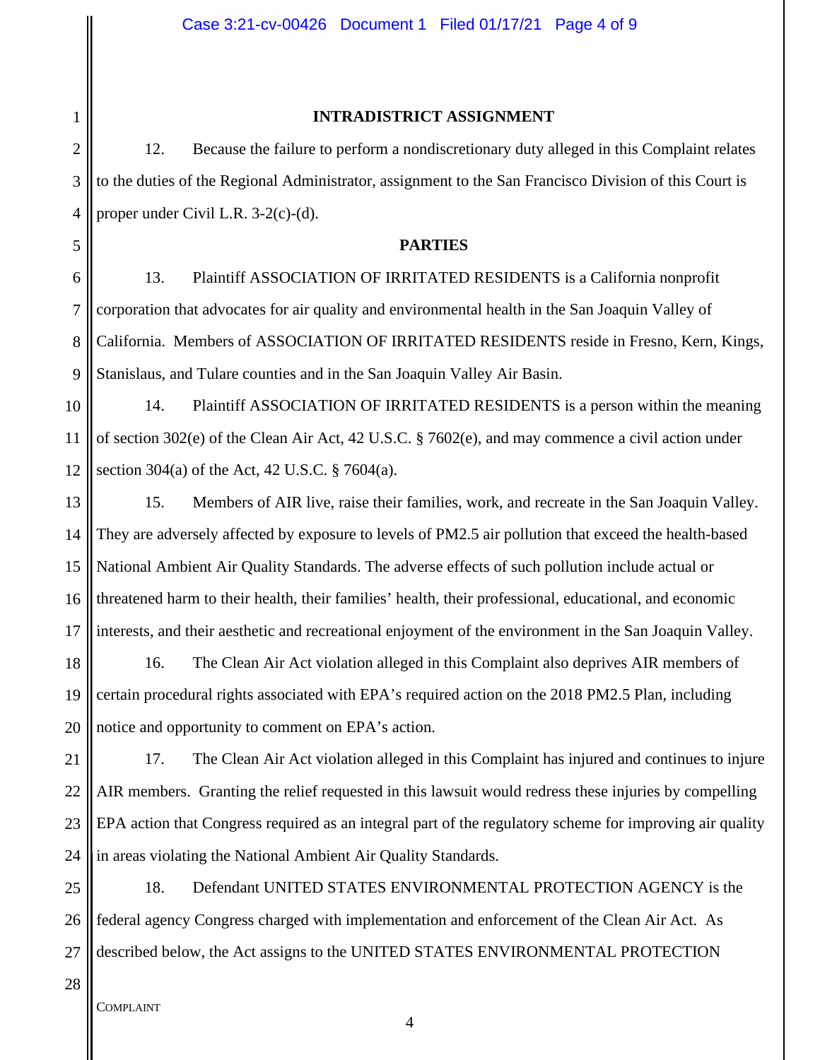## INTRADISTRICT ASSIGNMENT

12. Because the failure to perform a nondiscretionary duty alleged in this Complaint relates to the duties of the Regional Administrator, assignment to the San Francisco Division of this Court is proper under Civil L.R. 3-2(c)-(d).

## PARTIES

13. Plaintiff ASSOCIATION OF IRRITATED RESIDENTS is a California nonprofit corporation that advocates for air quality and environmental health in the San Joaquin Valley of California. Members of ASSOCIATION OF IRRITATED RESIDENTS reside in Fresno, Kern, Kings, Stanislaus, and Tulare counties and in the San Joaquin Valley Air Basin.

14. Plaintiff ASSOCIATION OF IRRITATED RESIDENTS is a person within the meaning of section 302(e) of the Clean Air Act, 42 U.S.C. § 7602(e), and may commence a civil action under section 304(a) of the Act, 42 U.S.C. § 7604(a).

15. Members of AIR live, raise their families, work, and recreate in the San Joaquin Valley. They are adversely affected by exposure to levels of PM2.5 air pollution that exceed the health-based National Ambient Air Quality Standards. The adverse effects of such pollution include actual or threatened harm to their health, their families' health, their professional, educational, and economic interests, and their aesthetic and recreational enjoyment of the environment in the San Joaquin Valley.

16. The Clean Air Act violation alleged in this Complaint also deprives AIR members of certain procedural rights associated with EPA's required action on the 2018 PM2.5 Plan, including notice and opportunity to comment on EPA's action.

17. The Clean Air Act violation alleged in this Complaint has injured and continues to injure AIR members. Granting the relief requested in this lawsuit would redress these injuries by compelling EPA action that Congress required as an integral part of the regulatory scheme for improving air quality in areas violating the National Ambient Air Quality Standards.

18. Defendant UNITED STATES ENVIRONMENTAL PROTECTION AGENCY is the federal agency Congress charged with implementation and enforcement of the Clean Air Act. As described below, the Act assigns to the UNITED STATES ENVIRONMENTAL PROTECTION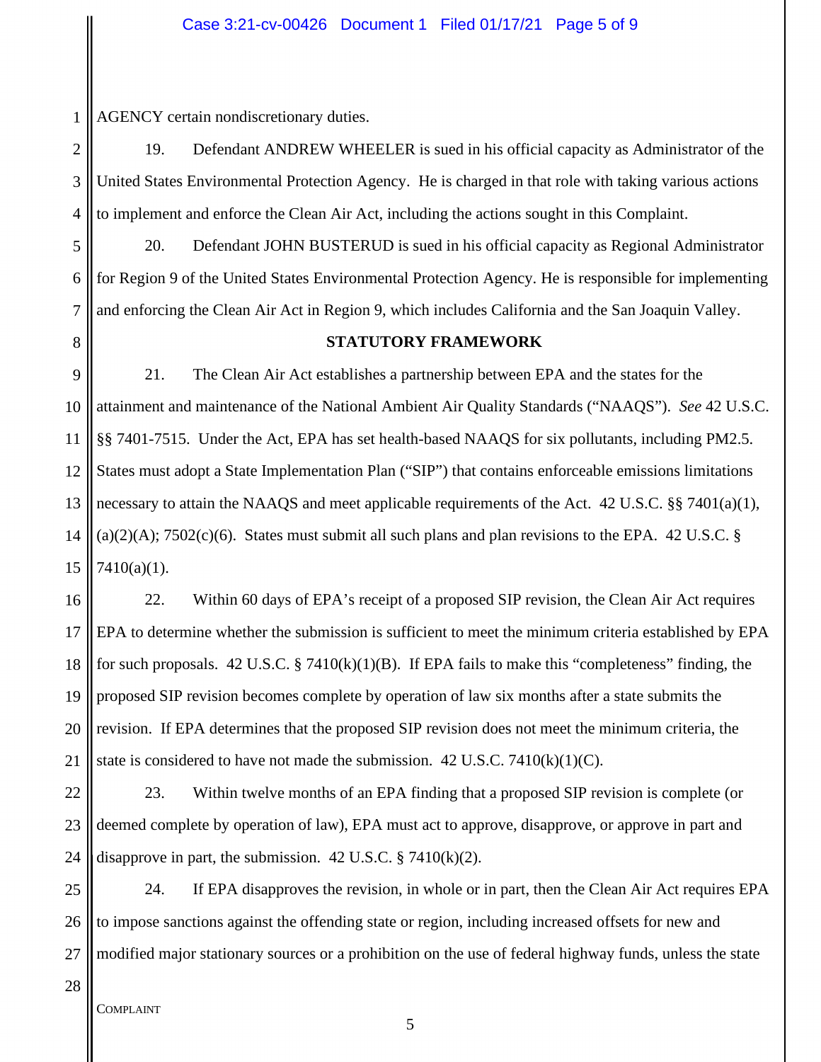AGENCY certain nondiscretionary duties.

19. Defendant ANDREW WHEELER is sued in his official capacity as Administrator of the United States Environmental Protection Agency. He is charged in that role with taking various actions to implement and enforce the Clean Air Act, including the actions sought in this Complaint.

20. Defendant JOHN BUSTERUD is sued in his official capacity as Regional Administrator for Region 9 of the United States Environmental Protection Agency. He is responsible for implementing and enforcing the Clean Air Act in Region 9, which includes California and the San Joaquin Valley.

## STATUTORY FRAMEWORK

21. The Clean Air Act establishes a partnership between EPA and the states for the attainment and maintenance of the National Ambient Air Quality Standards ("NAAQS"). *See* 42 U.S.C. §§ 7401-7515. Under the Act, EPA has set health-based NAAQS for six pollutants, including PM2.5. States must adopt a State Implementation Plan ("SIP") that contains enforceable emissions limitations necessary to attain the NAAQS and meet applicable requirements of the Act. 42 U.S.C. §§ 7401(a)(1), (a)(2)(A); 7502(c)(6). States must submit all such plans and plan revisions to the EPA. 42 U.S.C. § 7410(a)(1).

22. Within 60 days of EPA's receipt of a proposed SIP revision, the Clean Air Act requires EPA to determine whether the submission is sufficient to meet the minimum criteria established by EPA for such proposals. 42 U.S.C. § 7410(k)(1)(B). If EPA fails to make this "completeness" finding, the proposed SIP revision becomes complete by operation of law six months after a state submits the revision. If EPA determines that the proposed SIP revision does not meet the minimum criteria, the state is considered to have not made the submission. 42 U.S.C. 7410(k)(1)(C).

23. Within twelve months of an EPA finding that a proposed SIP revision is complete (or deemed complete by operation of law), EPA must act to approve, disapprove, or approve in part and disapprove in part, the submission. 42 U.S.C. § 7410(k)(2).

24. If EPA disapproves the revision, in whole or in part, then the Clean Air Act requires EPA to impose sanctions against the offending state or region, including increased offsets for new and modified major stationary sources or a prohibition on the use of federal highway funds, unless the state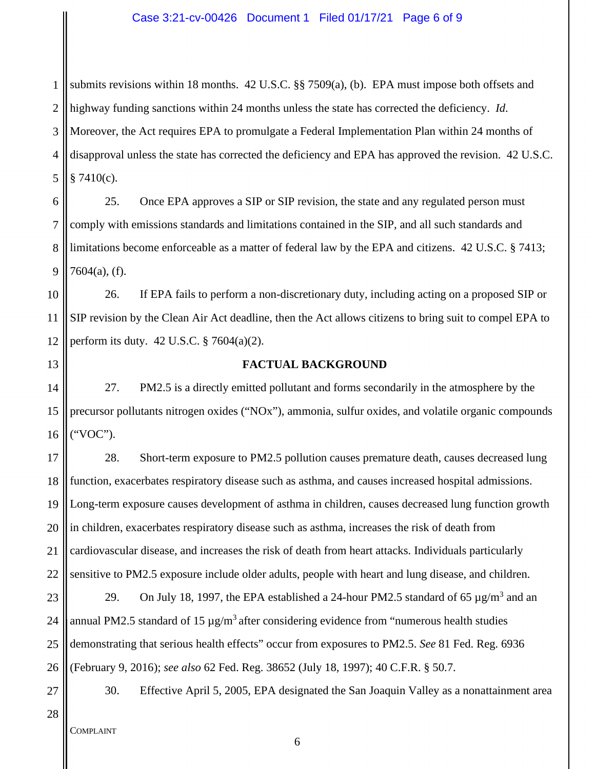submits revisions within 18 months. 42 U.S.C. §§ 7509(a), (b). EPA must impose both offsets and highway funding sanctions within 24 months unless the state has corrected the deficiency. *Id.* Moreover, the Act requires EPA to promulgate a Federal Implementation Plan within 24 months of disapproval unless the state has corrected the deficiency and EPA has approved the revision. 42 U.S.C. § 7410(c).

25. Once EPA approves a SIP or SIP revision, the state and any regulated person must comply with emissions standards and limitations contained in the SIP, and all such standards and limitations become enforceable as a matter of federal law by the EPA and citizens. 42 U.S.C. § 7413; 7604(a), (f).

26. If EPA fails to perform a non-discretionary duty, including acting on a proposed SIP or SIP revision by the Clean Air Act deadline, then the Act allows citizens to bring suit to compel EPA to perform its duty. 42 U.S.C. § 7604(a)(2).

## FACTUAL BACKGROUND

27. PM2.5 is a directly emitted pollutant and forms secondarily in the atmosphere by the precursor pollutants nitrogen oxides ("NOx"), ammonia, sulfur oxides, and volatile organic compounds ("VOC").

28. Short-term exposure to PM2.5 pollution causes premature death, causes decreased lung function, exacerbates respiratory disease such as asthma, and causes increased hospital admissions. Long-term exposure causes development of asthma in children, causes decreased lung function growth in children, exacerbates respiratory disease such as asthma, increases the risk of death from cardiovascular disease, and increases the risk of death from heart attacks. Individuals particularly sensitive to PM2.5 exposure include older adults, people with heart and lung disease, and children.

29. On July 18, 1997, the EPA established a 24-hour PM2.5 standard of 65 $\mu g/m^3$ and an annual PM2.5 standard of 15 $\mu g/m^3$ after considering evidence from "numerous health studies demonstrating that serious health effects" occur from exposures to PM2.5. *See* 81 Fed. Reg. 6936 (February 9, 2016); *see also* 62 Fed. Reg. 38652 (July 18, 1997); 40 C.F.R. § 50.7.

30. Effective April 5, 2005, EPA designated the San Joaquin Valley as a nonattainment area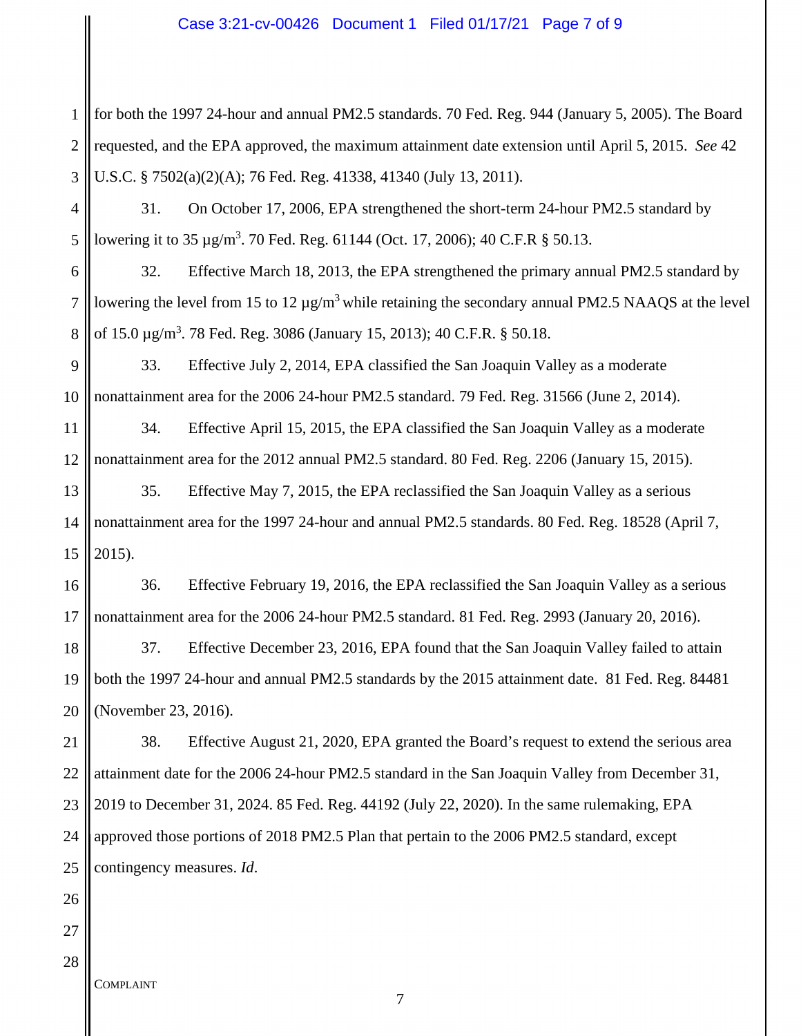for both the 1997 24-hour and annual PM2.5 standards. 70 Fed. Reg. 944 (January 5, 2005). The Board requested, and the EPA approved, the maximum attainment date extension until April 5, 2015. *See* 42 U.S.C. § 7502(a)(2)(A); 76 Fed. Reg. 41338, 41340 (July 13, 2011).

31. On October 17, 2006, EPA strengthened the short-term 24-hour PM2.5 standard by lowering it to 35 $\mu g/m^3$. 70 Fed. Reg. 61144 (Oct. 17, 2006); 40 C.F.R § 50.13.

32. Effective March 18, 2013, the EPA strengthened the primary annual PM2.5 standard by lowering the level from 15 to 12 $\mu g/m^3$ while retaining the secondary annual PM2.5 NAAQS at the level of 15.0 $\mu g/m^3$. 78 Fed. Reg. 3086 (January 15, 2013); 40 C.F.R. § 50.18.

33. Effective July 2, 2014, EPA classified the San Joaquin Valley as a moderate nonattainment area for the 2006 24-hour PM2.5 standard. 79 Fed. Reg. 31566 (June 2, 2014).

34. Effective April 15, 2015, the EPA classified the San Joaquin Valley as a moderate nonattainment area for the 2012 annual PM2.5 standard. 80 Fed. Reg. 2206 (January 15, 2015).

35. Effective May 7, 2015, the EPA reclassified the San Joaquin Valley as a serious nonattainment area for the 1997 24-hour and annual PM2.5 standards. 80 Fed. Reg. 18528 (April 7, 2015).

36. Effective February 19, 2016, the EPA reclassified the San Joaquin Valley as a serious nonattainment area for the 2006 24-hour PM2.5 standard. 81 Fed. Reg. 2993 (January 20, 2016).

37. Effective December 23, 2016, EPA found that the San Joaquin Valley failed to attain both the 1997 24-hour and annual PM2.5 standards by the 2015 attainment date. 81 Fed. Reg. 84481 (November 23, 2016).

38. Effective August 21, 2020, EPA granted the Board's request to extend the serious area attainment date for the 2006 24-hour PM2.5 standard in the San Joaquin Valley from December 31, 2019 to December 31, 2024. 85 Fed. Reg. 44192 (July 22, 2020). In the same rulemaking, EPA approved those portions of 2018 PM2.5 Plan that pertain to the 2006 PM2.5 standard, except contingency measures. *Id*.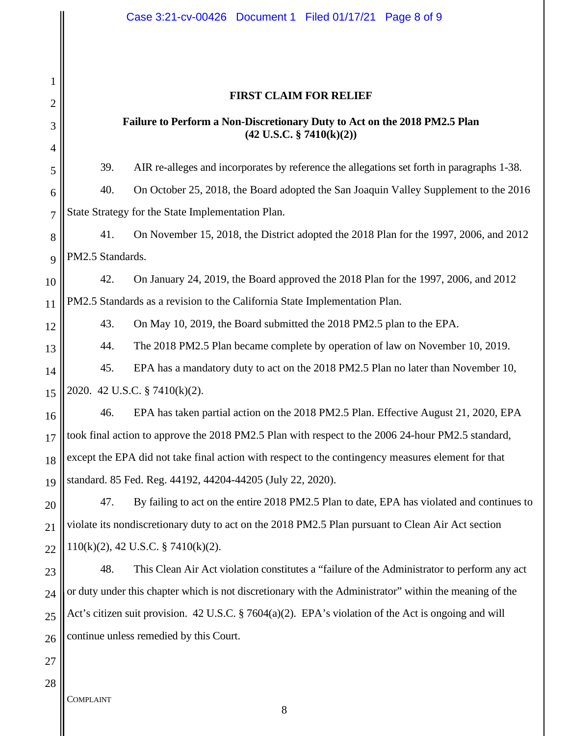## FIRST CLAIM FOR RELIEF

### Failure to Perform a Non-Discretionary Duty to Act on the 2018 PM2.5 Plan (42 U.S.C. § 7410(k)(2))

39. AIR re-alleges and incorporates by reference the allegations set forth in paragraphs 1-38.

40. On October 25, 2018, the Board adopted the San Joaquin Valley Supplement to the 2016 State Strategy for the State Implementation Plan.

41. On November 15, 2018, the District adopted the 2018 Plan for the 1997, 2006, and 2012 PM2.5 Standards.

42. On January 24, 2019, the Board approved the 2018 Plan for the 1997, 2006, and 2012 PM2.5 Standards as a revision to the California State Implementation Plan.

43. On May 10, 2019, the Board submitted the 2018 PM2.5 plan to the EPA.

44. The 2018 PM2.5 Plan became complete by operation of law on November 10, 2019.

45. EPA has a mandatory duty to act on the 2018 PM2.5 Plan no later than November 10, 2020. 42 U.S.C. § 7410(k)(2).

46. EPA has taken partial action on the 2018 PM2.5 Plan. Effective August 21, 2020, EPA took final action to approve the 2018 PM2.5 Plan with respect to the 2006 24-hour PM2.5 standard, except the EPA did not take final action with respect to the contingency measures element for that standard. 85 Fed. Reg. 44192, 44204-44205 (July 22, 2020).

47. By failing to act on the entire 2018 PM2.5 Plan to date, EPA has violated and continues to violate its nondiscretionary duty to act on the 2018 PM2.5 Plan pursuant to Clean Air Act section 110(k)(2), 42 U.S.C. § 7410(k)(2).

48. This Clean Air Act violation constitutes a "failure of the Administrator to perform any act or duty under this chapter which is not discretionary with the Administrator" within the meaning of the Act's citizen suit provision. 42 U.S.C. § 7604(a)(2). EPA's violation of the Act is ongoing and will continue unless remedied by this Court.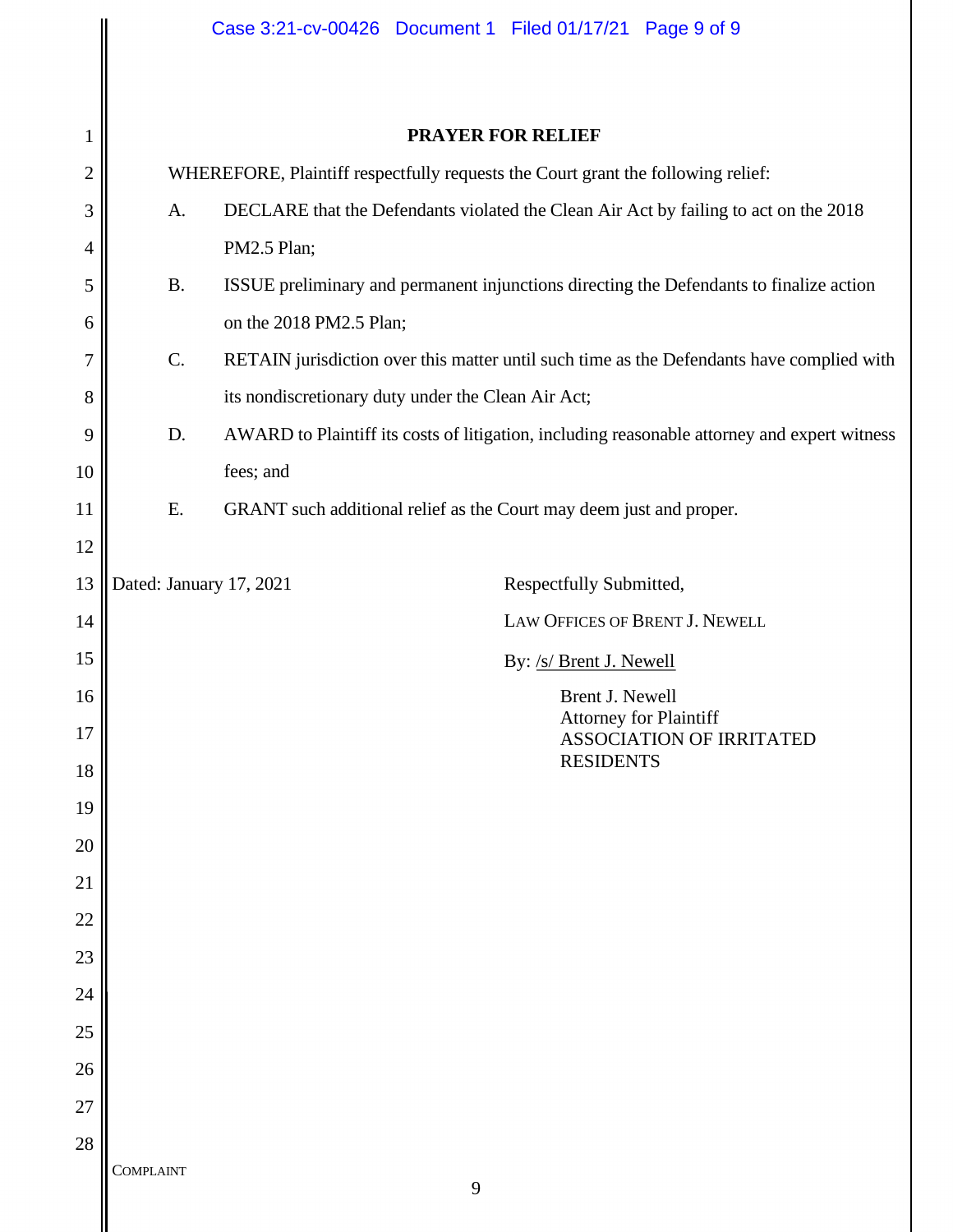## PRAYER FOR RELIEF

WHEREFORE, Plaintiff respectfully requests the Court grant the following relief:

A. DECLARE that the Defendants violated the Clean Air Act by failing to act on the 2018 PM2.5 Plan;

B. ISSUE preliminary and permanent injunctions directing the Defendants to finalize action on the 2018 PM2.5 Plan;

C. RETAIN jurisdiction over this matter until such time as the Defendants have complied with its nondiscretionary duty under the Clean Air Act;

D. AWARD to Plaintiff its costs of litigation, including reasonable attorney and expert witness fees; and

E. GRANT such additional relief as the Court may deem just and proper.

Dated: January 17, 2021

Respectfully Submitted,

LAW OFFICES OF BRENT J. NEWELL

By: /s/ Brent J. Newell

Brent J. Newell
Attorney for Plaintiff
ASSOCIATION OF IRRITATED RESIDENTS

COMPLAINT